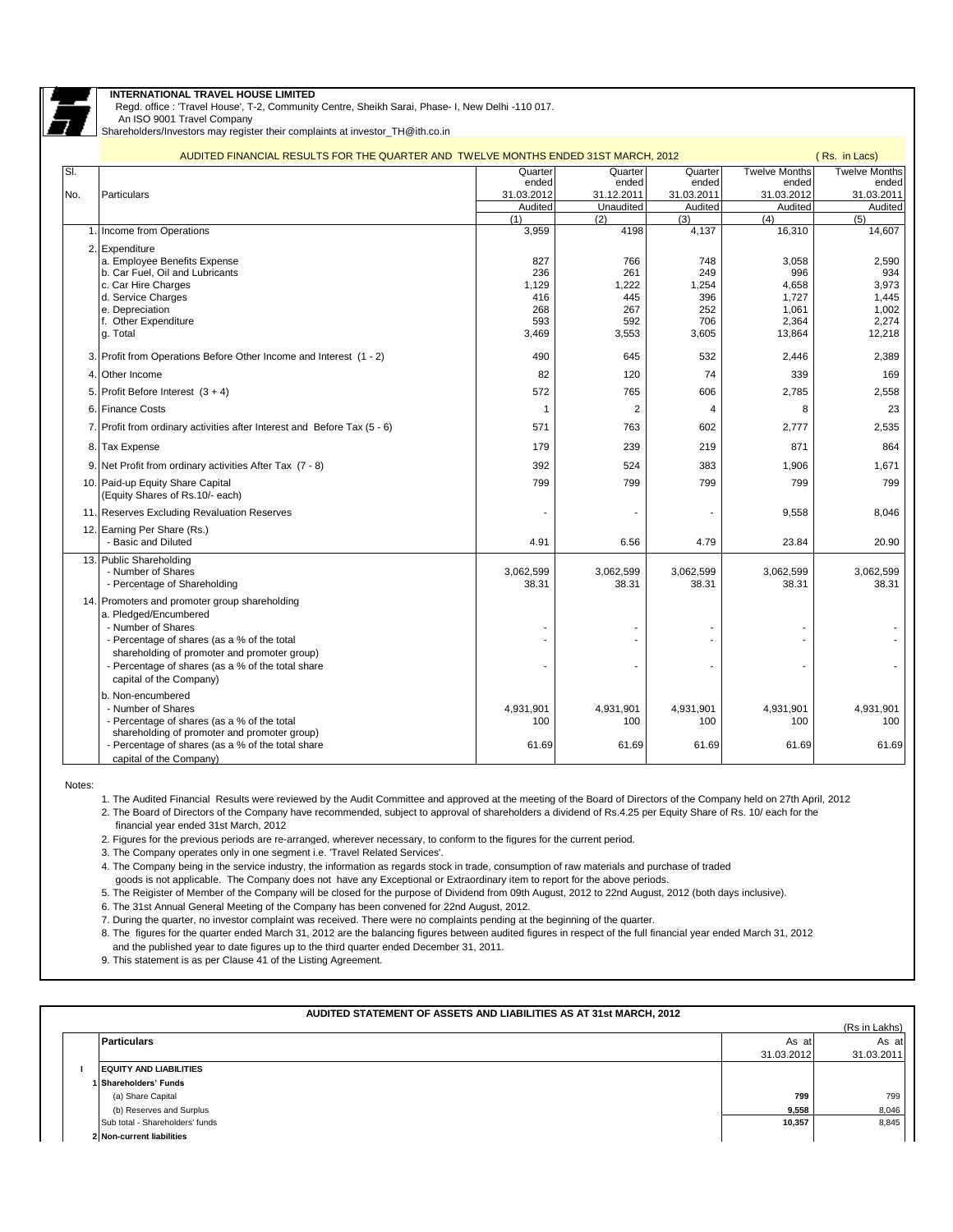**INTERNATIONAL TRAVEL HOUSE LIMITED**

Regd. office : 'Travel House', T-2, Community Centre, Sheikh Sarai, Phase- I, New Delhi -110 017.

An ISO 9001 Travel Company

Shareholders/Investors may register their complaints at investor_TH@ith.co.in

AUDITED FINANCIAL RESULTS FOR THE QUARTER AND TWELVE MONTHS ENDED 31ST MARCH, 2012 (Rs. in Lacs)

| Sl. No. | Particulars | Quarter ended 31.03.2012 Audited (1) | Quarter ended 31.12.2011 Unaudited (2) | Quarter ended 31.03.2011 Audited (3) | Twelve Months ended 31.03.2012 Audited (4) | Twelve Months ended 31.03.2011 Audited (5) |
|---|---|---|---|---|---|---|
| 1. | Income from Operations | 3,959 | 4198 | 4,137 | 16,310 | 14,607 |
| 2. | Expenditure | | | | | |
| | a. Employee Benefits Expense | 827 | 766 | 748 | 3,058 | 2,590 |
| | b. Car Fuel, Oil and Lubricants | 236 | 261 | 249 | 996 | 934 |
| | c. Car Hire Charges | 1,129 | 1,222 | 1,254 | 4,658 | 3,973 |
| | d. Service Charges | 416 | 445 | 396 | 1,727 | 1,445 |
| | e. Depreciation | 268 | 267 | 252 | 1,061 | 1,002 |
| | f. Other Expenditure | 593 | 592 | 706 | 2,364 | 2,274 |
| | g. Total | 3,469 | 3,553 | 3,605 | 13,864 | 12,218 |
| 3. | Profit from Operations Before Other Income and Interest (1 - 2) | 490 | 645 | 532 | 2,446 | 2,389 |
| 4. | Other Income | 82 | 120 | 74 | 339 | 169 |
| 5. | Profit Before Interest (3 + 4) | 572 | 765 | 606 | 2,785 | 2,558 |
| 6. | Finance Costs | 1 | 2 | 4 | 8 | 23 |
| 7. | Profit from ordinary activities after Interest and Before Tax (5 - 6) | 571 | 763 | 602 | 2,777 | 2,535 |
| 8. | Tax Expense | 179 | 239 | 219 | 871 | 864 |
| 9. | Net Profit from ordinary activities After Tax (7 - 8) | 392 | 524 | 383 | 1,906 | 1,671 |
| 10. | Paid-up Equity Share Capital (Equity Shares of Rs.10/- each) | 799 | 799 | 799 | 799 | 799 |
| 11. | Reserves Excluding Revaluation Reserves | - | - | - | 9,558 | 8,046 |
| 12. | Earning Per Share (Rs.) | | | | | |
| | - Basic and Diluted | 4.91 | 6.56 | 4.79 | 23.84 | 20.90 |
| 13. | Public Shareholding | | | | | |
| | - Number of Shares | 3,062,599 | 3,062,599 | 3,062,599 | 3,062,599 | 3,062,599 |
| | - Percentage of Shareholding | 38.31 | 38.31 | 38.31 | 38.31 | 38.31 |
| 14. | Promoters and promoter group shareholding | | | | | |
| | a. Pledged/Encumbered | | | | | |
| | - Number of Shares | - | - | - | - | - |
| | - Percentage of shares (as a % of the total shareholding of promoter and promoter group) | - | - | - | - | - |
| | - Percentage of shares (as a % of the total share capital of the Company) | - | - | - | - | - |
| | b. Non-encumbered | | | | | |
| | - Number of Shares | 4,931,901 | 4,931,901 | 4,931,901 | 4,931,901 | 4,931,901 |
| | - Percentage of shares (as a % of the total shareholding of promoter and promoter group) | 100 | 100 | 100 | 100 | 100 |
| | - Percentage of shares (as a % of the total share capital of the Company) | 61.69 | 61.69 | 61.69 | 61.69 | 61.69 |

Notes:

1. The Audited Financial Results were reviewed by the Audit Committee and approved at the meeting of the Board of Directors of the Company held on 27th April, 2012
2. The Board of Directors of the Company have recommended, subject to approval of shareholders a dividend of Rs.4.25 per Equity Share of Rs. 10/ each for the financial year ended 31st March, 2012
2. Figures for the previous periods are re-arranged, wherever necessary, to conform to the figures for the current period.
3. The Company operates only in one segment i.e. 'Travel Related Services'.
4. The Company being in the service industry, the information as regards stock in trade, consumption of raw materials and purchase of traded goods is not applicable. The Company does not have any Exceptional or Extraordinary item to report for the above periods.
5. The Reigister of Member of the Company will be closed for the purpose of Dividend from 09th August, 2012 to 22nd August, 2012 (both days inclusive).
6. The 31st Annual General Meeting of the Company has been convened for 22nd August, 2012.
7. During the quarter, no investor complaint was received. There were no complaints pending at the beginning of the quarter.
8. The figures for the quarter ended March 31, 2012 are the balancing figures between audited figures in respect of the full financial year ended March 31, 2012 and the published year to date figures up to the third quarter ended December 31, 2011.
9. This statement is as per Clause 41 of the Listing Agreement.

**AUDITED STATEMENT OF ASSETS AND LIABILITIES AS AT 31st MARCH, 2012**

(Rs in Lakhs)

| | Particulars | As at 31.03.2012 | As at 31.03.2011 |
|---|---|---|---|
| I | **EQUITY AND LIABILITIES** | | |
| 1 | **Shareholders' Funds** | | |
| | (a) Share Capital | **799** | 799 |
| | (b) Reserves and Surplus | **9,558** | 8,046 |
| | Sub total - Shareholders' funds | **10,357** | 8,845 |
| 2 | **Non-current liabilities** | | |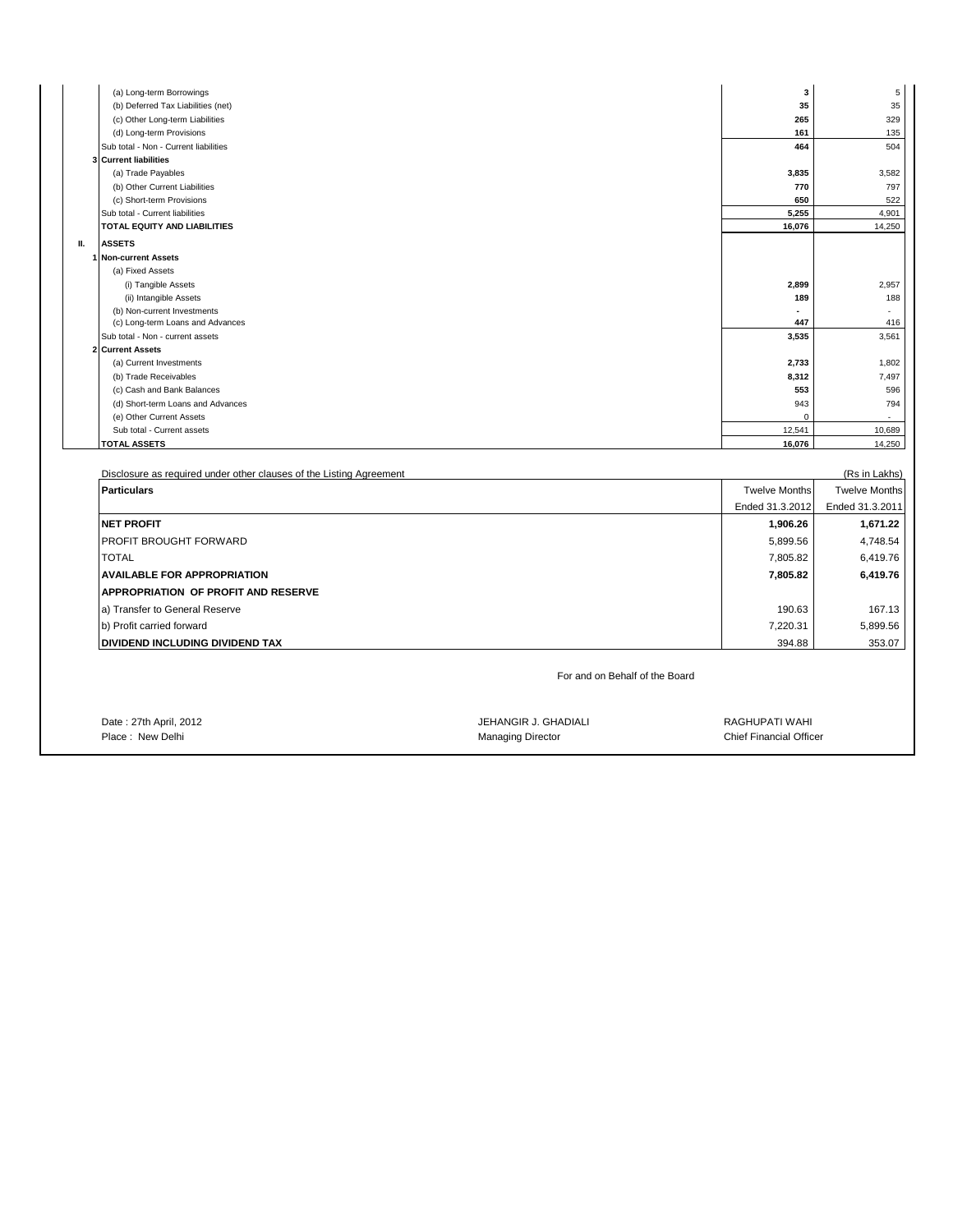| | | | |
|---|---|---|---|
| | (a) Long-term Borrowings | **3** | 5 |
| | (b) Deferred Tax Liabilities (net) | **35** | 35 |
| | (c) Other Long-term Liabilities | **265** | 329 |
| | (d) Long-term Provisions | **161** | 135 |
| | Sub total - Non - Current liabilities | **464** | 504 |
| 3 | **Current liabilities** | | |
| | (a) Trade Payables | **3,835** | 3,582 |
| | (b) Other Current Liabilities | **770** | 797 |
| | (c) Short-term Provisions | **650** | 522 |
| | Sub total - Current liabilities | **5,255** | 4,901 |
| | **TOTAL EQUITY AND LIABILITIES** | **16,076** | 14,250 |
| II. | **ASSETS** | | |
| 1 | **Non-current Assets** | | |
| | (a) Fixed Assets | | |
| | (i) Tangible Assets | **2,899** | 2,957 |
| | (ii) Intangible Assets | **189** | 188 |
| | (b) Non-current Investments | **-** | - |
| | (c) Long-term Loans and Advances | **447** | 416 |
| | Sub total - Non - current assets | **3,535** | 3,561 |
| 2 | **Current Assets** | | |
| | (a) Current Investments | **2,733** | 1,802 |
| | (b) Trade Receivables | **8,312** | 7,497 |
| | (c) Cash and Bank Balances | **553** | 596 |
| | (d) Short-term Loans and Advances | 943 | 794 |
| | (e) Other Current Assets | 0 | - |
| | Sub total - Current assets | 12,541 | 10,689 |
| | **TOTAL ASSETS** | **16,076** | 14,250 |

Disclosure as required under other clauses of the Listing Agreement (Rs in Lakhs)

| **Particulars** | Twelve Months Ended 31.3.2012 | Twelve Months Ended 31.3.2011 |
|---|---|---|
| **NET PROFIT** | **1,906.26** | **1,671.22** |
| PROFIT BROUGHT FORWARD | 5,899.56 | 4,748.54 |
| TOTAL | 7,805.82 | 6,419.76 |
| **AVAILABLE FOR APPROPRIATION** | **7,805.82** | **6,419.76** |
| **APPROPRIATION OF PROFIT AND RESERVE** | | |
| a) Transfer to General Reserve | 190.63 | 167.13 |
| b) Profit carried forward | 7,220.31 | 5,899.56 |
| **DIVIDEND INCLUDING DIVIDEND TAX** | 394.88 | 353.07 |

For and on Behalf of the Board

Date : 27th April, 2012
Place : New Delhi

JEHANGIR J. GHADIALI
Managing Director

RAGHUPATI WAHI
Chief Financial Officer